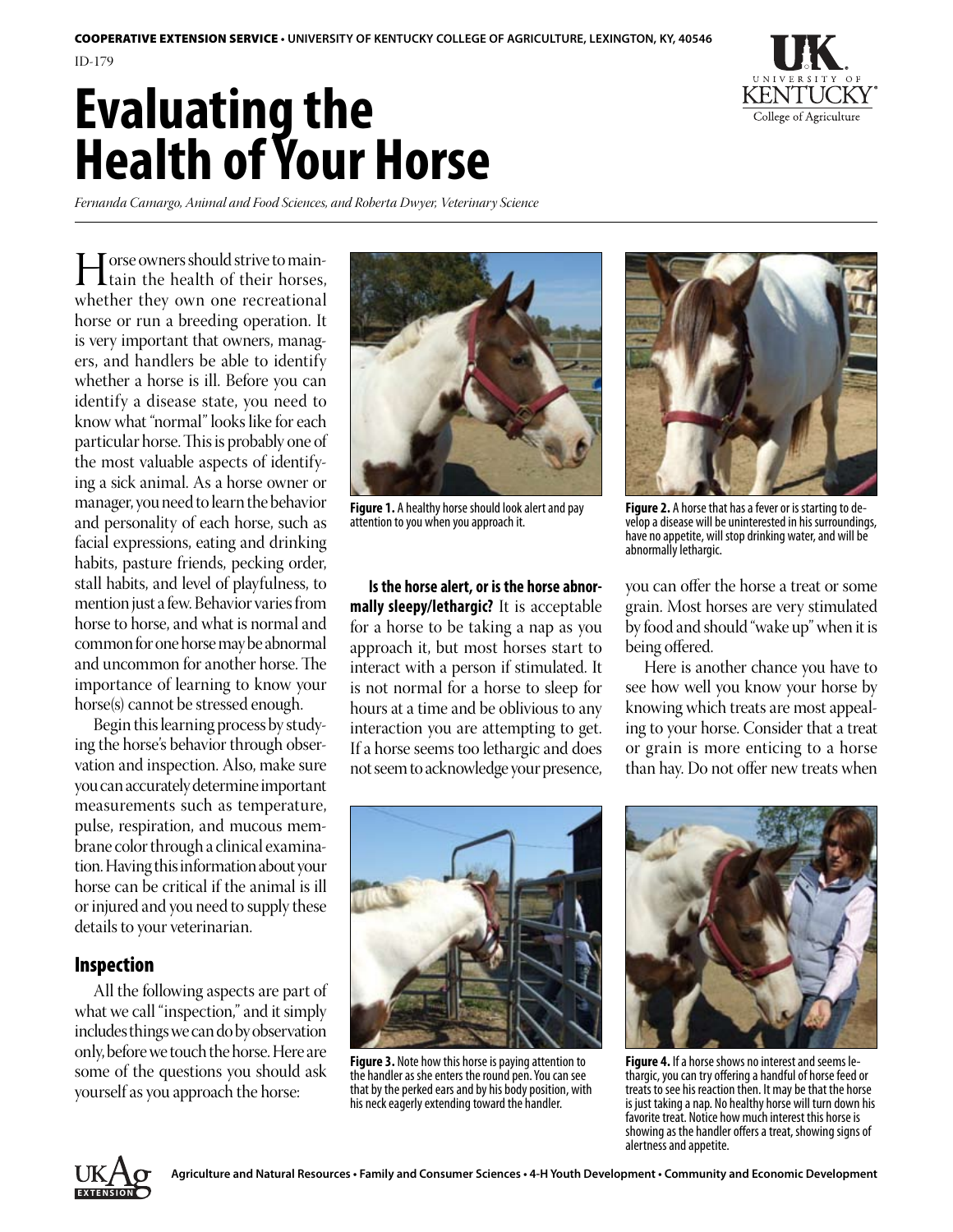COOPERATIVE EXTENSION SERVICE • UNIVERSITY OF KENTUCKY COLLEGE OF AGRICULTURE, LEXINGTON, KY, 40546

ID-179

# Evaluating the Health of Your Horse

*Fernanda Camargo, Animal and Food Sciences, and Roberta Dwyer, Veterinary Science*

Horse owners should strive to maintain the health of their horses, whether they own one recreational horse or run a breeding operation. It is very important that owners, managers, and handlers be able to identify whether a horse is ill. Before you can identify a disease state, you need to know what "normal" looks like for each particular horse. This is probably one of the most valuable aspects of identifying a sick animal. As a horse owner or manager, you need to learn the behavior and personality of each horse, such as facial expressions, eating and drinking habits, pasture friends, pecking order, stall habits, and level of playfulness, to mention just a few. Behavior varies from horse to horse, and what is normal and common for one horse may be abnormal and uncommon for another horse. The importance of learning to know your horse(s) cannot be stressed enough.

Begin this learning process by studying the horse's behavior through observation and inspection. Also, make sure you can accurately determine important measurements such as temperature, pulse, respiration, and mucous membrane color through a clinical examination. Having this information about your horse can be critical if the animal is ill or injured and you need to supply these details to your veterinarian.

## Inspection

All the following aspects are part of what we call "inspection," and it simply includes things we can do by observation only, before we touch the horse. Here are some of the questions you should ask yourself as you approach the horse:

**Figure 1.** A healthy horse should look alert and pay attention to you when you approach it.

**Figure 2.** A horse that has a fever or is starting to develop a disease will be uninterested in his surroundings, have no appetite, will stop drinking water, and will be abnormally lethargic.

**Is the horse alert, or is the horse abnormally sleepy/lethargic?** It is acceptable for a horse to be taking a nap as you approach it, but most horses start to interact with a person if stimulated. It is not normal for a horse to sleep for hours at a time and be oblivious to any interaction you are attempting to get. If a horse seems too lethargic and does not seem to acknowledge your presence, you can offer the horse a treat or some grain. Most horses are very stimulated by food and should "wake up" when it is being offered.

Here is another chance you have to see how well you know your horse by knowing which treats are most appealing to your horse. Consider that a treat or grain is more enticing to a horse than hay. Do not offer new treats when

**Figure 3.** Note how this horse is paying attention to the handler as she enters the round pen. You can see that by the perked ears and by his body position, with his neck eagerly extending toward the handler.

**Figure 4.** If a horse shows no interest and seems lethargic, you can try offering a handful of horse feed or treats to see his reaction then. It may be that the horse is just taking a nap. No healthy horse will turn down his favorite treat. Notice how much interest this horse is showing as the handler offers a treat, showing signs of alertness and appetite.

Agriculture and Natural Resources • Family and Consumer Sciences • 4-H Youth Development • Community and Economic Development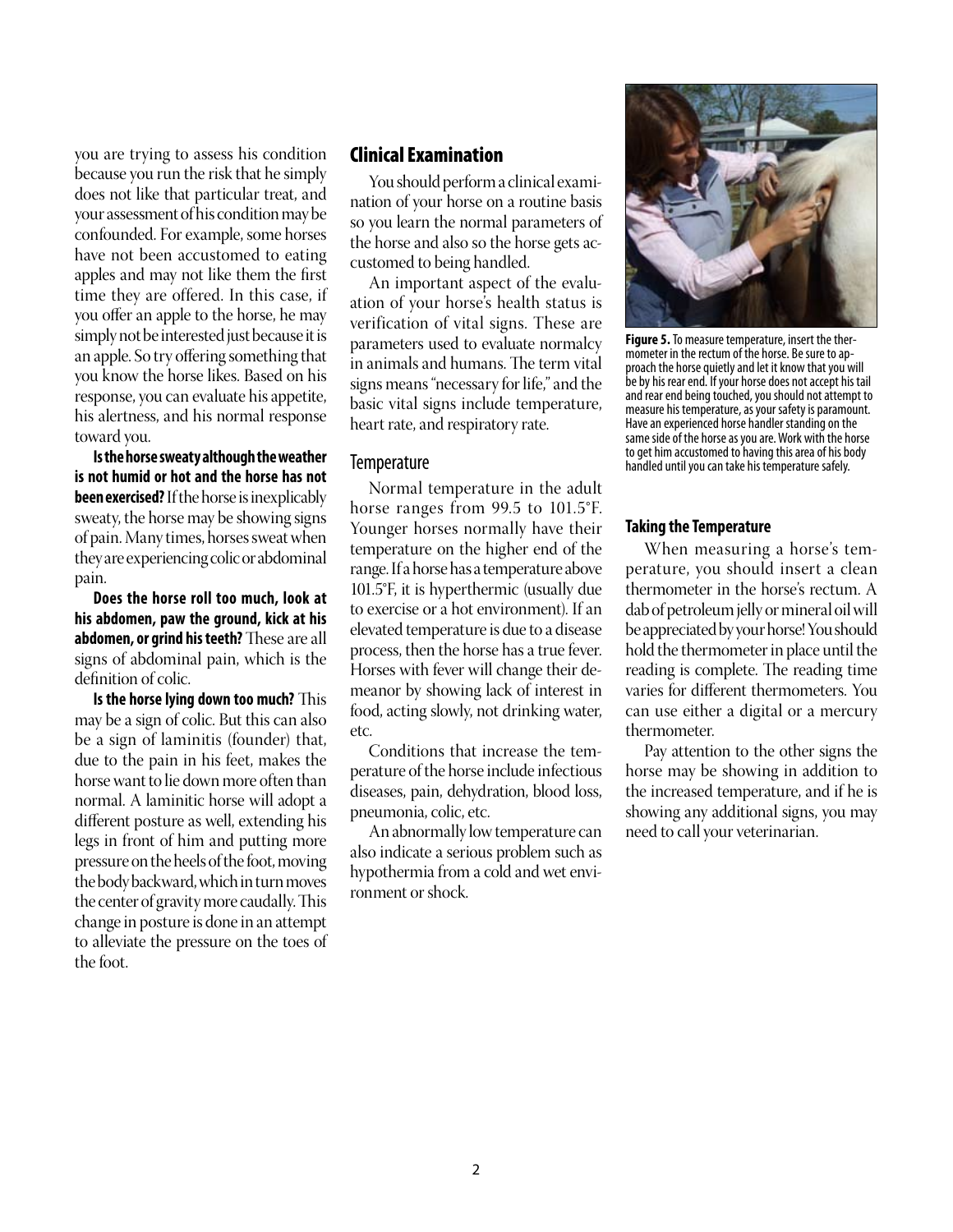you are trying to assess his condition because you run the risk that he simply does not like that particular treat, and your assessment of his condition may be confounded. For example, some horses have not been accustomed to eating apples and may not like them the first time they are offered. In this case, if you offer an apple to the horse, he may simply not be interested just because it is an apple. So try offering something that you know the horse likes. Based on his response, you can evaluate his appetite, his alertness, and his normal response toward you.

**Is the horse sweaty although the weather is not humid or hot and the horse has not been exercised?** If the horse is inexplicably sweaty, the horse may be showing signs of pain. Many times, horses sweat when they are experiencing colic or abdominal pain.

**Does the horse roll too much, look at his abdomen, paw the ground, kick at his abdomen, or grind his teeth?** These are all signs of abdominal pain, which is the definition of colic.

**Is the horse lying down too much?** This may be a sign of colic. But this can also be a sign of laminitis (founder) that, due to the pain in his feet, makes the horse want to lie down more often than normal. A laminitic horse will adopt a different posture as well, extending his legs in front of him and putting more pressure on the heels of the foot, moving the body backward, which in turn moves the center of gravity more caudally. This change in posture is done in an attempt to alleviate the pressure on the toes of the foot.

## Clinical Examination

You should perform a clinical examination of your horse on a routine basis so you learn the normal parameters of the horse and also so the horse gets accustomed to being handled.

An important aspect of the evaluation of your horse's health status is verification of vital signs. These are parameters used to evaluate normalcy in animals and humans. The term vital signs means "necessary for life," and the basic vital signs include temperature, heart rate, and respiratory rate.

### Temperature

Normal temperature in the adult horse ranges from 99.5 to 101.5°F. Younger horses normally have their temperature on the higher end of the range. If a horse has a temperature above 101.5°F, it is hyperthermic (usually due to exercise or a hot environment). If an elevated temperature is due to a disease process, then the horse has a true fever. Horses with fever will change their demeanor by showing lack of interest in food, acting slowly, not drinking water, etc.

Conditions that increase the temperature of the horse include infectious diseases, pain, dehydration, blood loss, pneumonia, colic, etc.

An abnormally low temperature can also indicate a serious problem such as hypothermia from a cold and wet environment or shock.

**Figure 5.** To measure temperature, insert the thermometer in the rectum of the horse. Be sure to approach the horse quietly and let it know that you will be by his rear end. If your horse does not accept his tail and rear end being touched, you should not attempt to measure his temperature, as your safety is paramount. Have an experienced horse handler standing on the same side of the horse as you are. Work with the horse to get him accustomed to having this area of his body handled until you can take his temperature safely.

#### Taking the Temperature

When measuring a horse's temperature, you should insert a clean thermometer in the horse's rectum. A dab of petroleum jelly or mineral oil will be appreciated by your horse! You should hold the thermometer in place until the reading is complete. The reading time varies for different thermometers. You can use either a digital or a mercury thermometer.

Pay attention to the other signs the horse may be showing in addition to the increased temperature, and if he is showing any additional signs, you may need to call your veterinarian.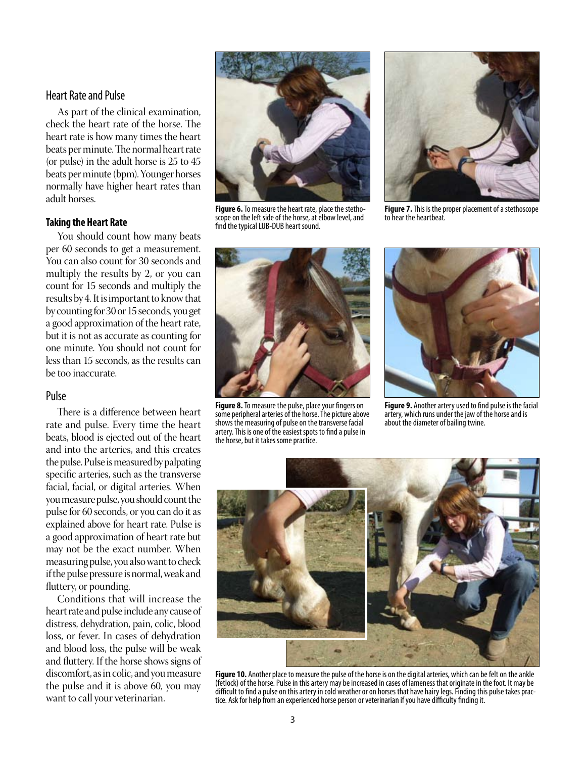## Heart Rate and Pulse

As part of the clinical examination, check the heart rate of the horse. The heart rate is how many times the heart beats per minute. The normal heart rate (or pulse) in the adult horse is 25 to 45 beats per minute (bpm). Younger horses normally have higher heart rates than adult horses.

### Taking the Heart Rate

You should count how many beats per 60 seconds to get a measurement. You can also count for 30 seconds and multiply the results by 2, or you can count for 15 seconds and multiply the results by 4. It is important to know that by counting for 30 or 15 seconds, you get a good approximation of the heart rate, but it is not as accurate as counting for one minute. You should not count for less than 15 seconds, as the results can be too inaccurate.

## Pulse

There is a difference between heart rate and pulse. Every time the heart beats, blood is ejected out of the heart and into the arteries, and this creates the pulse. Pulse is measured by palpating specific arteries, such as the transverse facial, facial, or digital arteries. When you measure pulse, you should count the pulse for 60 seconds, or you can do it as explained above for heart rate. Pulse is a good approximation of heart rate but may not be the exact number. When measuring pulse, you also want to check if the pulse pressure is normal, weak and fluttery, or pounding.

Conditions that will increase the heart rate and pulse include any cause of distress, dehydration, pain, colic, blood loss, or fever. In cases of dehydration and blood loss, the pulse will be weak and fluttery. If the horse shows signs of discomfort, as in colic, and you measure the pulse and it is above 60, you may want to call your veterinarian.

**Figure 6.** To measure the heart rate, place the stethoscope on the left side of the horse, at elbow level, and find the typical LUB-DUB heart sound.

**Figure 7.** This is the proper placement of a stethoscope to hear the heartbeat.

**Figure 8.** To measure the pulse, place your fingers on some peripheral arteries of the horse. The picture above shows the measuring of pulse on the transverse facial artery. This is one of the easiest spots to find a pulse in the horse, but it takes some practice.

**Figure 9.** Another artery used to find pulse is the facial artery, which runs under the jaw of the horse and is about the diameter of bailing twine.

**Figure 10.** Another place to measure the pulse of the horse is on the digital arteries, which can be felt on the ankle (fetlock) of the horse. Pulse in this artery may be increased in cases of lameness that originate in the foot. It may be difficult to find a pulse on this artery in cold weather or on horses that have hairy legs. Finding this pulse takes practice. Ask for help from an experienced horse person or veterinarian if you have difficulty finding it.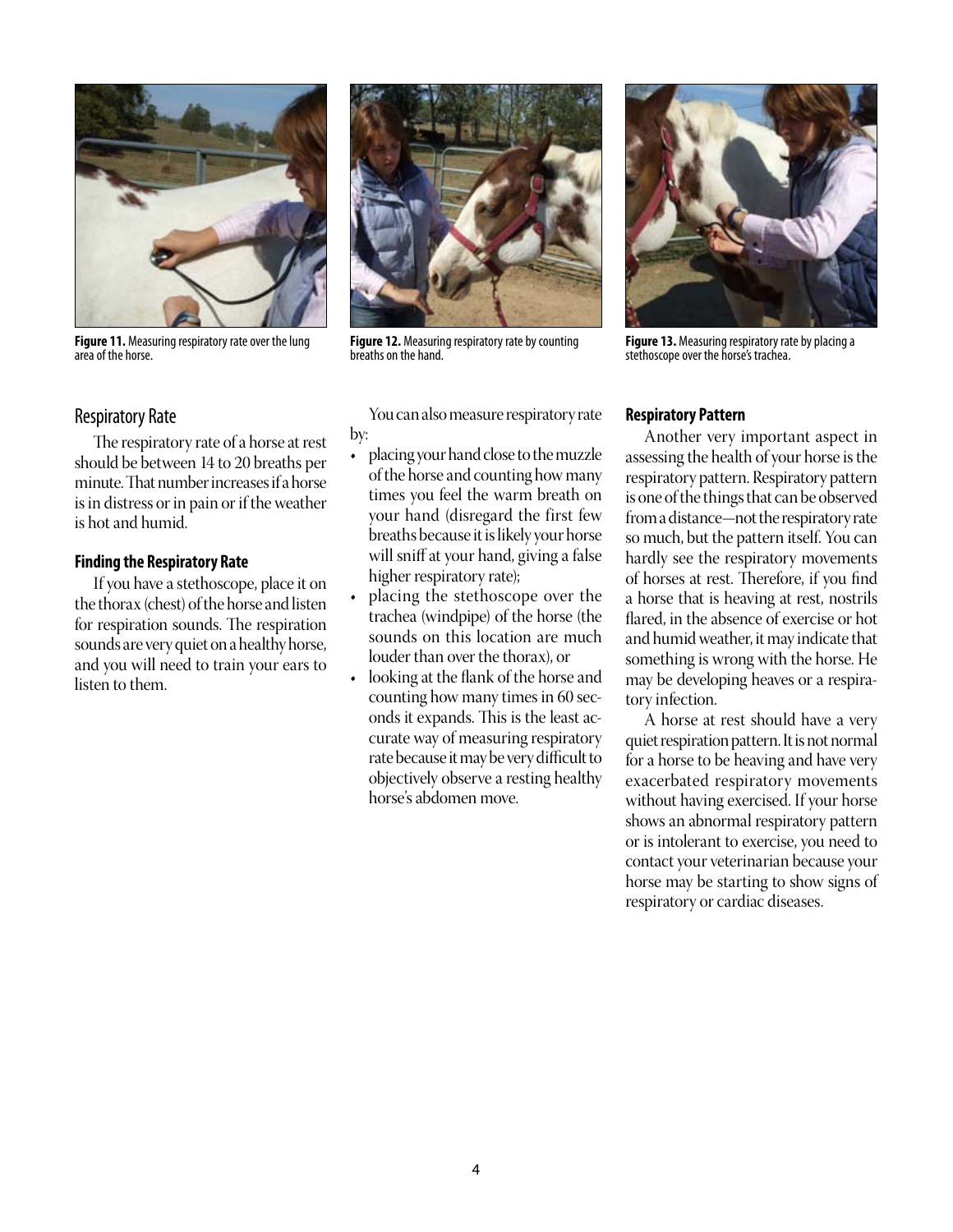Figure 11. Measuring respiratory rate over the lung area of the horse.

Figure 12. Measuring respiratory rate by counting breaths on the hand.

Figure 13. Measuring respiratory rate by placing a stethoscope over the horse's trachea.

## Respiratory Rate

The respiratory rate of a horse at rest should be between 14 to 20 breaths per minute. That number increases if a horse is in distress or in pain or if the weather is hot and humid.

### Finding the Respiratory Rate

If you have a stethoscope, place it on the thorax (chest) of the horse and listen for respiration sounds. The respiration sounds are very quiet on a healthy horse, and you will need to train your ears to listen to them.

You can also measure respiratory rate by:

- placing your hand close to the muzzle of the horse and counting how many times you feel the warm breath on your hand (disregard the first few breaths because it is likely your horse will sniff at your hand, giving a false higher respiratory rate);
- placing the stethoscope over the trachea (windpipe) of the horse (the sounds on this location are much louder than over the thorax), or
- looking at the flank of the horse and counting how many times in 60 seconds it expands. This is the least accurate way of measuring respiratory rate because it may be very difficult to objectively observe a resting healthy horse's abdomen move.

### Respiratory Pattern

Another very important aspect in assessing the health of your horse is the respiratory pattern. Respiratory pattern is one of the things that can be observed from a distance—not the respiratory rate so much, but the pattern itself. You can hardly see the respiratory movements of horses at rest. Therefore, if you find a horse that is heaving at rest, nostrils flared, in the absence of exercise or hot and humid weather, it may indicate that something is wrong with the horse. He may be developing heaves or a respiratory infection.

A horse at rest should have a very quiet respiration pattern. It is not normal for a horse to be heaving and have very exacerbated respiratory movements without having exercised. If your horse shows an abnormal respiratory pattern or is intolerant to exercise, you need to contact your veterinarian because your horse may be starting to show signs of respiratory or cardiac diseases.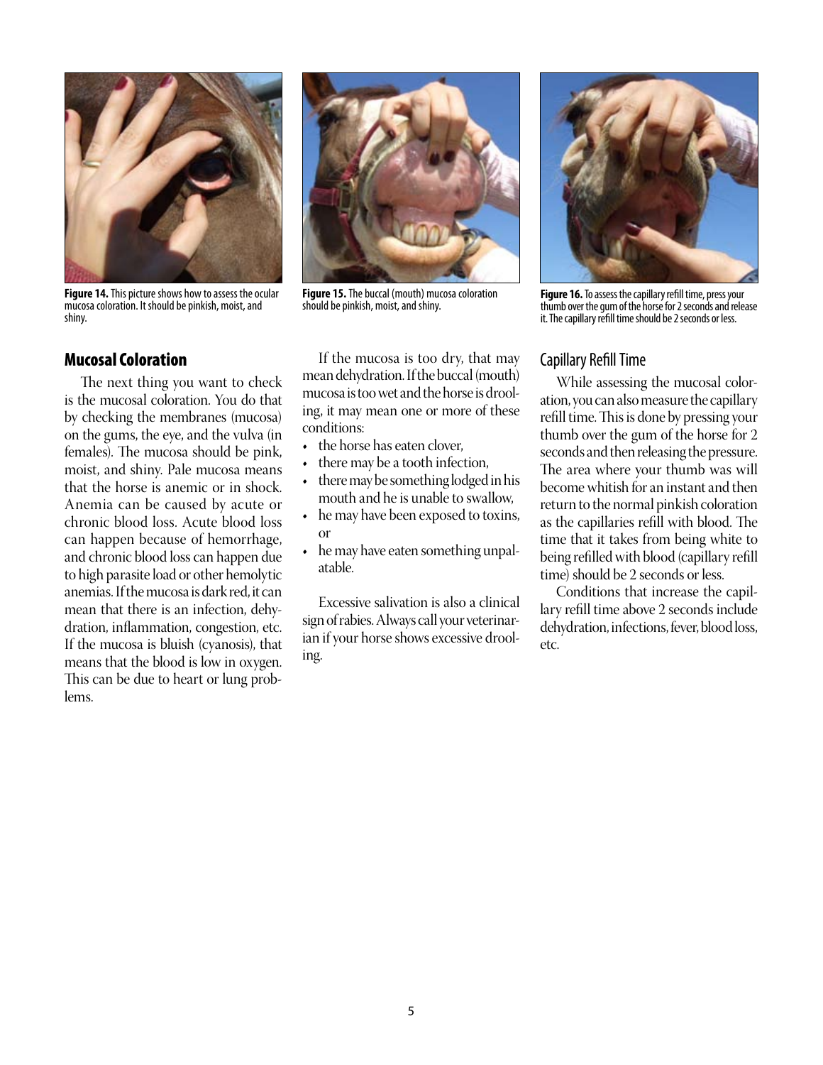**Figure 14.** This picture shows how to assess the ocular mucosa coloration. It should be pinkish, moist, and shiny.

**Figure 15.** The buccal (mouth) mucosa coloration should be pinkish, moist, and shiny.

**Figure 16.** To assess the capillary refill time, press your thumb over the gum of the horse for 2 seconds and release it. The capillary refill time should be 2 seconds or less.

## Mucosal Coloration

The next thing you want to check is the mucosal coloration. You do that by checking the membranes (mucosa) on the gums, the eye, and the vulva (in females). The mucosa should be pink, moist, and shiny. Pale mucosa means that the horse is anemic or in shock. Anemia can be caused by acute or chronic blood loss. Acute blood loss can happen because of hemorrhage, and chronic blood loss can happen due to high parasite load or other hemolytic anemias. If the mucosa is dark red, it can mean that there is an infection, dehydration, inflammation, congestion, etc. If the mucosa is bluish (cyanosis), that means that the blood is low in oxygen. This can be due to heart or lung problems.

If the mucosa is too dry, that may mean dehydration. If the buccal (mouth) mucosa is too wet and the horse is drooling, it may mean one or more of these conditions:

- the horse has eaten clover,
- there may be a tooth infection,
- there may be something lodged in his mouth and he is unable to swallow,
- he may have been exposed to toxins, or
- he may have eaten something unpalatable.

Excessive salivation is also a clinical sign of rabies. Always call your veterinarian if your horse shows excessive drooling.

## Capillary Refill Time

While assessing the mucosal coloration, you can also measure the capillary refill time. This is done by pressing your thumb over the gum of the horse for 2 seconds and then releasing the pressure. The area where your thumb was will become whitish for an instant and then return to the normal pinkish coloration as the capillaries refill with blood. The time that it takes from being white to being refilled with blood (capillary refill time) should be 2 seconds or less.

Conditions that increase the capillary refill time above 2 seconds include dehydration, infections, fever, blood loss, etc.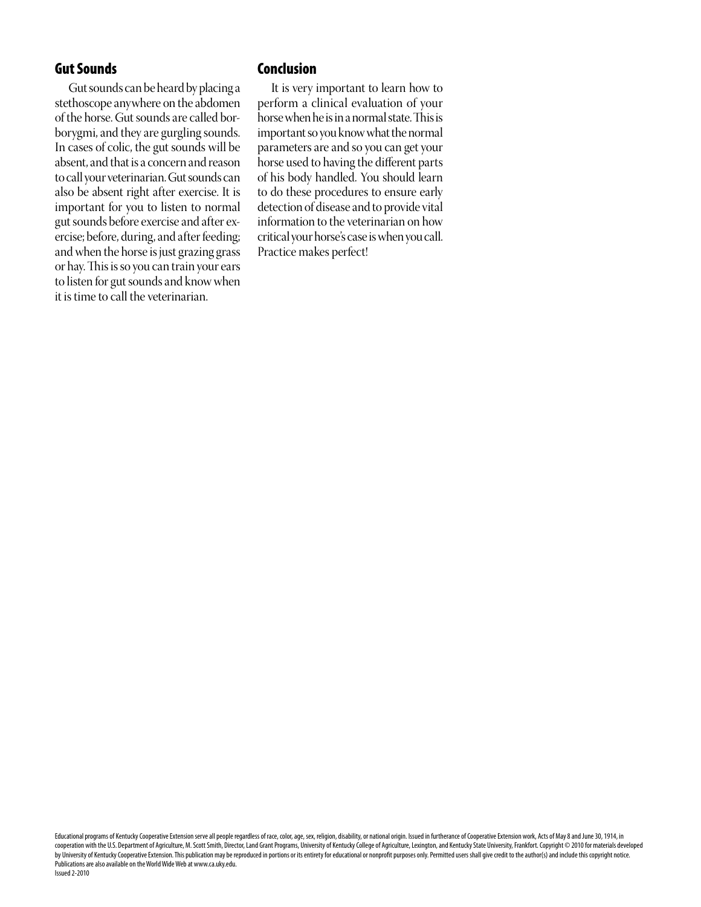## Gut Sounds

Gut sounds can be heard by placing a stethoscope anywhere on the abdomen of the horse. Gut sounds are called borborygmi, and they are gurgling sounds. In cases of colic, the gut sounds will be absent, and that is a concern and reason to call your veterinarian. Gut sounds can also be absent right after exercise. It is important for you to listen to normal gut sounds before exercise and after exercise; before, during, and after feeding; and when the horse is just grazing grass or hay. This is so you can train your ears to listen for gut sounds and know when it is time to call the veterinarian.

## Conclusion

It is very important to learn how to perform a clinical evaluation of your horse when he is in a normal state. This is important so you know what the normal parameters are and so you can get your horse used to having the different parts of his body handled. You should learn to do these procedures to ensure early detection of disease and to provide vital information to the veterinarian on how critical your horse's case is when you call. Practice makes perfect!

Educational programs of Kentucky Cooperative Extension serve all people regardless of race, color, age, sex, religion, disability, or national origin. Issued in furtherance of Cooperative Extension work, Acts of May 8 and June 30, 1914, in cooperation with the U.S. Department of Agriculture, M. Scott Smith, Director, Land Grant Programs, University of Kentucky College of Agriculture, Lexington, and Kentucky State University, Frankfort. Copyright © 2010 for materials developed by University of Kentucky Cooperative Extension. This publication may be reproduced in portions or its entirety for educational or nonprofit purposes only. Permitted users shall give credit to the author(s) and include this copyright notice. Publications are also available on the World Wide Web at www.ca.uky.edu.
Issued 2-2010